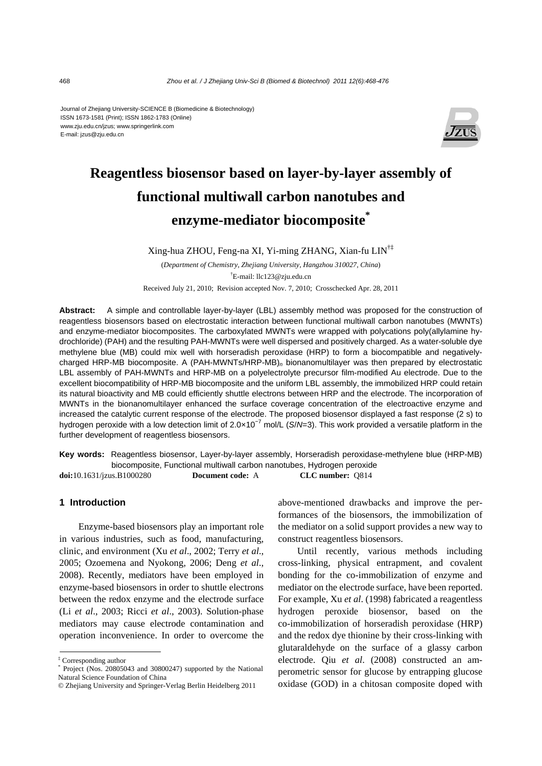Journal of Zhejiang University-SCIENCE B (Biomedicine & Biotechnology)
ISSN 1673-1581 (Print); ISSN 1862-1783 (Online)
www.zju.edu.cn/jzus; www.springerlink.com
E-mail: jzus@zju.edu.cn

# Reagentless biosensor based on layer-by-layer assembly of functional multiwall carbon nanotubes and enzyme-mediator biocomposite*

Xing-hua ZHOU, Feng-na XI, Yi-ming ZHANG, Xian-fu LIN[†‡]

(*Department of Chemistry, Zhejiang University, Hangzhou 310027, China*)

[†]E-mail: llc123@zju.edu.cn

Received July 21, 2010; Revision accepted Nov. 7, 2010; Crosschecked Apr. 28, 2011

**Abstract:** A simple and controllable layer-by-layer (LBL) assembly method was proposed for the construction of reagentless biosensors based on electrostatic interaction between functional multiwall carbon nanotubes (MWNTs) and enzyme-mediator biocomposites. The carboxylated MWNTs were wrapped with polycations poly(allylamine hydrochloride) (PAH) and the resulting PAH-MWNTs were well dispersed and positively charged. As a water-soluble dye methylene blue (MB) could mix well with horseradish peroxidase (HRP) to form a biocompatible and negatively-charged HRP-MB biocomposite. A $(PAH\text{-}MWNTs/HRP\text{-}MB)_n$ bionanomultilayer was then prepared by electrostatic LBL assembly of PAH-MWNTs and HRP-MB on a polyelectrolyte precursor film-modified Au electrode. Due to the excellent biocompatibility of HRP-MB biocomposite and the uniform LBL assembly, the immobilized HRP could retain its natural bioactivity and MB could efficiently shuttle electrons between HRP and the electrode. The incorporation of MWNTs in the bionanomultilayer enhanced the surface coverage concentration of the electroactive enzyme and increased the catalytic current response of the electrode. The proposed biosensor displayed a fast response (2 s) to hydrogen peroxide with a low detection limit of $2.0\times10^{-7}$ mol/L ($S/N$=3). This work provided a versatile platform in the further development of reagentless biosensors.

**Key words:** Reagentless biosensor, Layer-by-layer assembly, Horseradish peroxidase-methylene blue (HRP-MB) biocomposite, Functional multiwall carbon nanotubes, Hydrogen peroxide

**doi:**10.1631/jzus.B1000280 **Document code:** A **CLC number:** Q814

## 1 Introduction

Enzyme-based biosensors play an important role in various industries, such as food, manufacturing, clinic, and environment (Xu *et al*., 2002; Terry *et al*., 2005; Ozoemena and Nyokong, 2006; Deng *et al*., 2008). Recently, mediators have been employed in enzyme-based biosensors in order to shuttle electrons between the redox enzyme and the electrode surface (Li *et al*., 2003; Ricci *et al*., 2003). Solution-phase mediators may cause electrode contamination and operation inconvenience. In order to overcome the above-mentioned drawbacks and improve the performances of the biosensors, the immobilization of the mediator on a solid support provides a new way to construct reagentless biosensors.

Until recently, various methods including cross-linking, physical entrapment, and covalent bonding for the co-immobilization of enzyme and mediator on the electrode surface, have been reported. For example, Xu *et al*. (1998) fabricated a reagentless hydrogen peroxide biosensor, based on the co-immobilization of horseradish peroxidase (HRP) and the redox dye thionine by their cross-linking with glutaraldehyde on the surface of a glassy carbon electrode. Qiu *et al*. (2008) constructed an amperometric sensor for glucose by entrapping glucose oxidase (GOD) in a chitosan composite doped with

---

[‡] Corresponding author

[*] Project (Nos. 20805043 and 30800247) supported by the National Natural Science Foundation of China

© Zhejiang University and Springer-Verlag Berlin Heidelberg 2011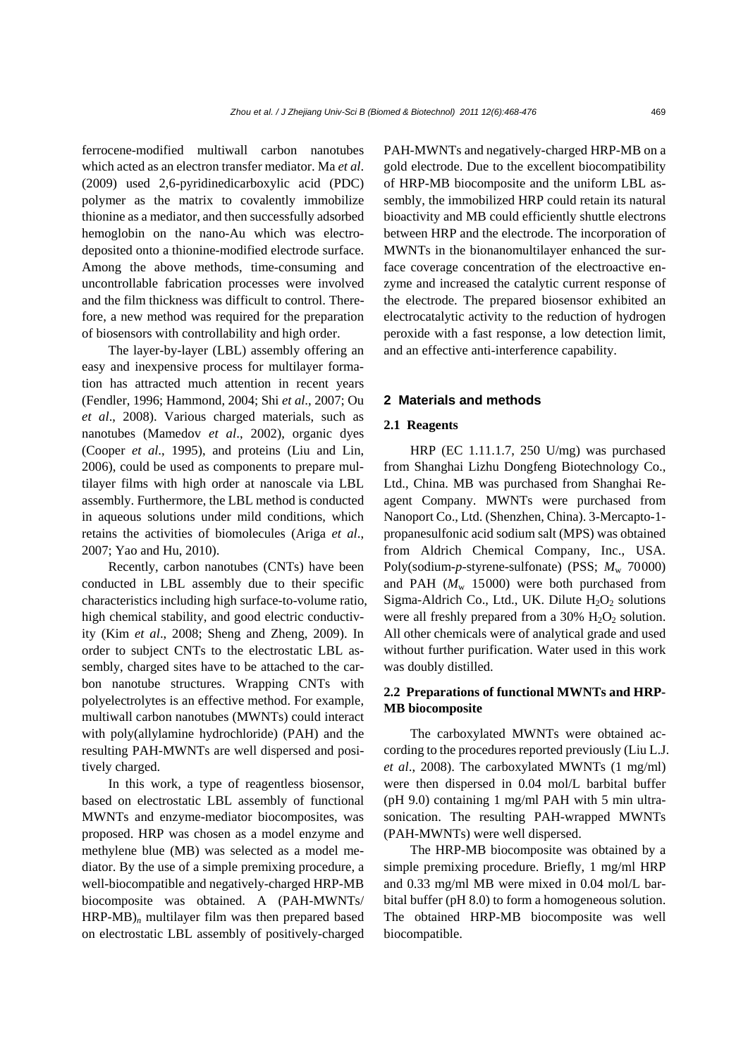ferrocene-modified multiwall carbon nanotubes which acted as an electron transfer mediator. Ma *et al*. (2009) used 2,6-pyridinedicarboxylic acid (PDC) polymer as the matrix to covalently immobilize thionine as a mediator, and then successfully adsorbed hemoglobin on the nano-Au which was electrodeposited onto a thionine-modified electrode surface. Among the above methods, time-consuming and uncontrollable fabrication processes were involved and the film thickness was difficult to control. Therefore, a new method was required for the preparation of biosensors with controllability and high order.

The layer-by-layer (LBL) assembly offering an easy and inexpensive process for multilayer formation has attracted much attention in recent years (Fendler, 1996; Hammond, 2004; Shi *et al*., 2007; Ou *et al*., 2008). Various charged materials, such as nanotubes (Mamedov *et al*., 2002), organic dyes (Cooper *et al*., 1995), and proteins (Liu and Lin, 2006), could be used as components to prepare multilayer films with high order at nanoscale via LBL assembly. Furthermore, the LBL method is conducted in aqueous solutions under mild conditions, which retains the activities of biomolecules (Ariga *et al*., 2007; Yao and Hu, 2010).

Recently, carbon nanotubes (CNTs) have been conducted in LBL assembly due to their specific characteristics including high surface-to-volume ratio, high chemical stability, and good electric conductivity (Kim *et al*., 2008; Sheng and Zheng, 2009). In order to subject CNTs to the electrostatic LBL assembly, charged sites have to be attached to the carbon nanotube structures. Wrapping CNTs with polyelectrolytes is an effective method. For example, multiwall carbon nanotubes (MWNTs) could interact with poly(allylamine hydrochloride) (PAH) and the resulting PAH-MWNTs are well dispersed and positively charged.

In this work, a type of reagentless biosensor, based on electrostatic LBL assembly of functional MWNTs and enzyme-mediator biocomposites, was proposed. HRP was chosen as a model enzyme and methylene blue (MB) was selected as a model mediator. By the use of a simple premixing procedure, a well-biocompatible and negatively-charged HRP-MB biocomposite was obtained. A (PAH-MWNTs/HRP-MB)$_n$ multilayer film was then prepared based on electrostatic LBL assembly of positively-charged PAH-MWNTs and negatively-charged HRP-MB on a gold electrode. Due to the excellent biocompatibility of HRP-MB biocomposite and the uniform LBL assembly, the immobilized HRP could retain its natural bioactivity and MB could efficiently shuttle electrons between HRP and the electrode. The incorporation of MWNTs in the bionanomultilayer enhanced the surface coverage concentration of the electroactive enzyme and increased the catalytic current response of the electrode. The prepared biosensor exhibited an electrocatalytic activity to the reduction of hydrogen peroxide with a fast response, a low detection limit, and an effective anti-interference capability.

## 2 Materials and methods

### 2.1 Reagents

HRP (EC 1.11.1.7, 250 U/mg) was purchased from Shanghai Lizhu Dongfeng Biotechnology Co., Ltd., China. MB was purchased from Shanghai Reagent Company. MWNTs were purchased from Nanoport Co., Ltd. (Shenzhen, China). 3-Mercapto-1-propanesulfonic acid sodium salt (MPS) was obtained from Aldrich Chemical Company, Inc., USA. Poly(sodium-*p*-styrene-sulfonate) (PSS; $M_w$ 70000) and PAH ($M_w$ 15000) were both purchased from Sigma-Aldrich Co., Ltd., UK. Dilute $H_2O_2$ solutions were all freshly prepared from a 30% $H_2O_2$ solution. All other chemicals were of analytical grade and used without further purification. Water used in this work was doubly distilled.

### 2.2 Preparations of functional MWNTs and HRP-MB biocomposite

The carboxylated MWNTs were obtained according to the procedures reported previously (Liu L.J. *et al*., 2008). The carboxylated MWNTs (1 mg/ml) were then dispersed in 0.04 mol/L barbital buffer (pH 9.0) containing 1 mg/ml PAH with 5 min ultrasonication. The resulting PAH-wrapped MWNTs (PAH-MWNTs) were well dispersed.

The HRP-MB biocomposite was obtained by a simple premixing procedure. Briefly, 1 mg/ml HRP and 0.33 mg/ml MB were mixed in 0.04 mol/L barbital buffer (pH 8.0) to form a homogeneous solution. The obtained HRP-MB biocomposite was well biocompatible.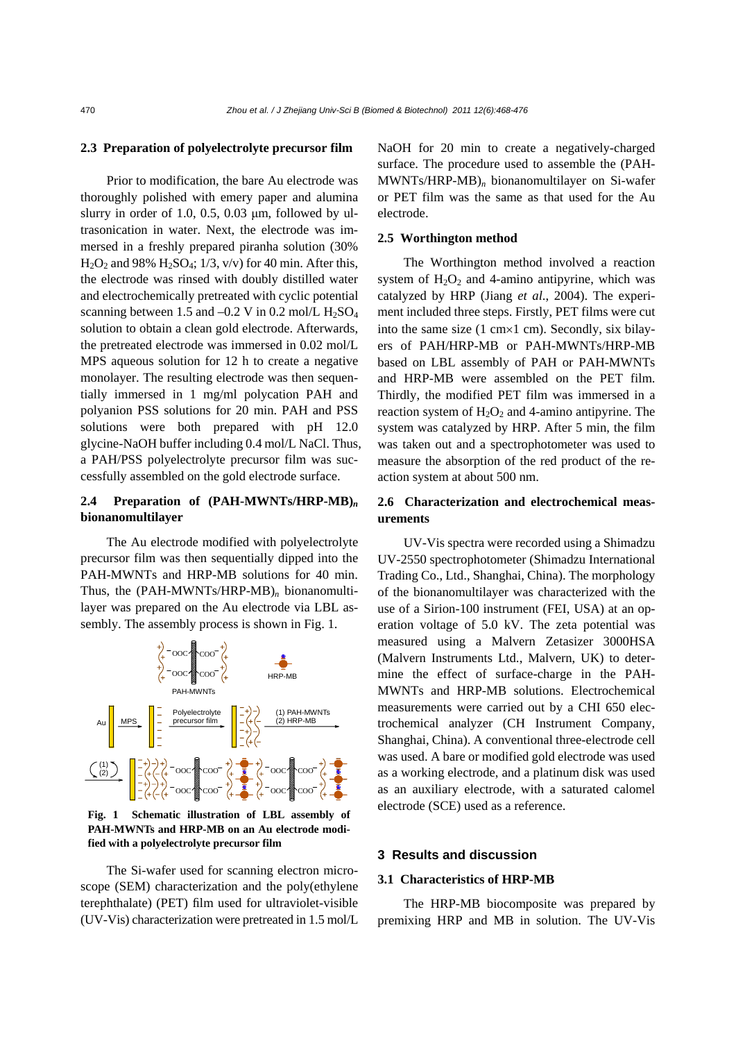### 2.3 Preparation of polyelectrolyte precursor film

Prior to modification, the bare Au electrode was thoroughly polished with emery paper and alumina slurry in order of 1.0, 0.5, 0.03 μm, followed by ultrasonication in water. Next, the electrode was immersed in a freshly prepared piranha solution (30% $H_2O_2$ and 98% $H_2SO_4$; 1/3, v/v) for 40 min. After this, the electrode was rinsed with doubly distilled water and electrochemically pretreated with cyclic potential scanning between 1.5 and –0.2 V in 0.2 mol/L $H_2SO_4$ solution to obtain a clean gold electrode. Afterwards, the pretreated electrode was immersed in 0.02 mol/L MPS aqueous solution for 12 h to create a negative monolayer. The resulting electrode was then sequentially immersed in 1 mg/ml polycation PAH and polyanion PSS solutions for 20 min. PAH and PSS solutions were both prepared with pH 12.0 glycine-NaOH buffer including 0.4 mol/L NaCl. Thus, a PAH/PSS polyelectrolyte precursor film was successfully assembled on the gold electrode surface.

### 2.4 Preparation of (PAH-MWNTs/HRP-MB)$_n$ bionanomultilayer

The Au electrode modified with polyelectrolyte precursor film was then sequentially dipped into the PAH-MWNTs and HRP-MB solutions for 40 min. Thus, the (PAH-MWNTs/HRP-MB)$_n$ bionanomultilayer was prepared on the Au electrode via LBL assembly. The assembly process is shown in Fig. 1.

**Fig. 1 Schematic illustration of LBL assembly of PAH-MWNTs and HRP-MB on an Au electrode modified with a polyelectrolyte precursor film**

The Si-wafer used for scanning electron microscope (SEM) characterization and the poly(ethylene terephthalate) (PET) film used for ultraviolet-visible (UV-Vis) characterization were pretreated in 1.5 mol/L NaOH for 20 min to create a negatively-charged surface. The procedure used to assemble the (PAH-MWNTs/HRP-MB)$_n$ bionanomultilayer on Si-wafer or PET film was the same as that used for the Au electrode.

### 2.5 Worthington method

The Worthington method involved a reaction system of $H_2O_2$ and 4-amino antipyrine, which was catalyzed by HRP (Jiang *et al*., 2004). The experiment included three steps. Firstly, PET films were cut into the same size (1 cm×1 cm). Secondly, six bilayers of PAH/HRP-MB or PAH-MWNTs/HRP-MB based on LBL assembly of PAH or PAH-MWNTs and HRP-MB were assembled on the PET film. Thirdly, the modified PET film was immersed in a reaction system of $H_2O_2$ and 4-amino antipyrine. The system was catalyzed by HRP. After 5 min, the film was taken out and a spectrophotometer was used to measure the absorption of the red product of the reaction system at about 500 nm.

### 2.6 Characterization and electrochemical measurements

UV-Vis spectra were recorded using a Shimadzu UV-2550 spectrophotometer (Shimadzu International Trading Co., Ltd., Shanghai, China). The morphology of the bionanomultilayer was characterized with the use of a Sirion-100 instrument (FEI, USA) at an operation voltage of 5.0 kV. The zeta potential was measured using a Malvern Zetasizer 3000HSA (Malvern Instruments Ltd., Malvern, UK) to determine the effect of surface-charge in the PAH-MWNTs and HRP-MB solutions. Electrochemical measurements were carried out by a CHI 650 electrochemical analyzer (CH Instrument Company, Shanghai, China). A conventional three-electrode cell was used. A bare or modified gold electrode was used as a working electrode, and a platinum disk was used as an auxiliary electrode, with a saturated calomel electrode (SCE) used as a reference.

## 3 Results and discussion

### 3.1 Characteristics of HRP-MB

The HRP-MB biocomposite was prepared by premixing HRP and MB in solution. The UV-Vis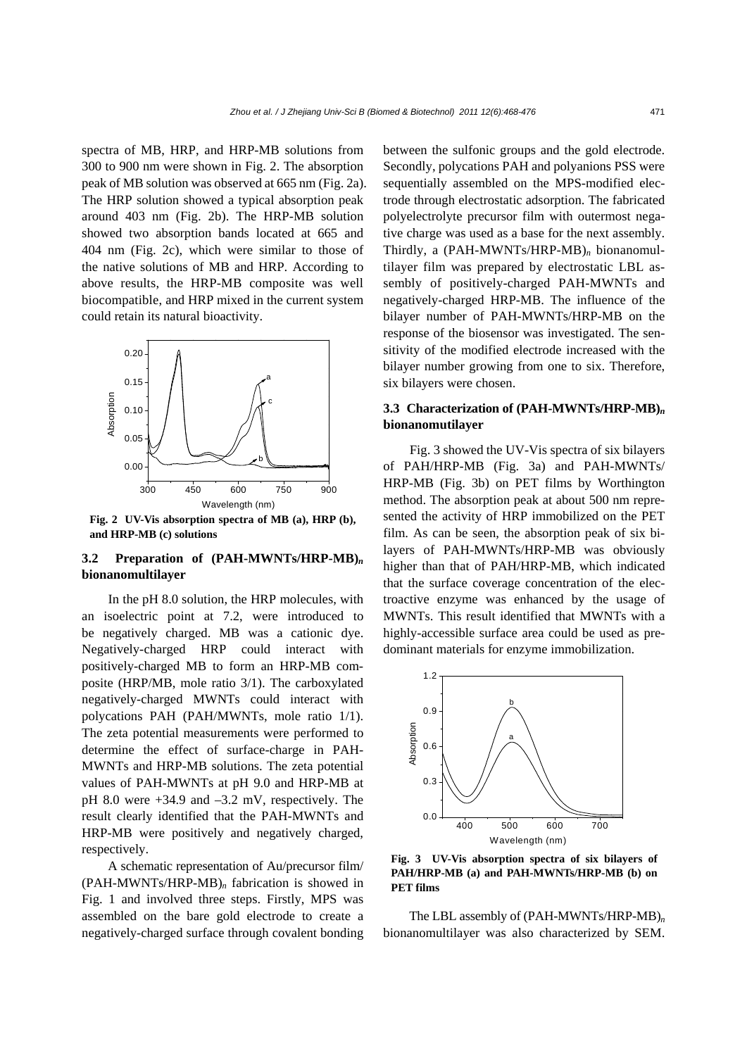spectra of MB, HRP, and HRP-MB solutions from 300 to 900 nm were shown in Fig. 2. The absorption peak of MB solution was observed at 665 nm (Fig. 2a). The HRP solution showed a typical absorption peak around 403 nm (Fig. 2b). The HRP-MB solution showed two absorption bands located at 665 and 404 nm (Fig. 2c), which were similar to those of the native solutions of MB and HRP. According to above results, the HRP-MB composite was well biocompatible, and HRP mixed in the current system could retain its natural bioactivity.

**Fig. 2 UV-Vis absorption spectra of MB (a), HRP (b), and HRP-MB (c) solutions**

### 3.2 Preparation of (PAH-MWNTs/HRP-MB)$_n$ bionanomultilayer

In the pH 8.0 solution, the HRP molecules, with an isoelectric point at 7.2, were introduced to be negatively charged. MB was a cationic dye. Negatively-charged HRP could interact with positively-charged MB to form an HRP-MB composite (HRP/MB, mole ratio 3/1). The carboxylated negatively-charged MWNTs could interact with polycations PAH (PAH/MWNTs, mole ratio 1/1). The zeta potential measurements were performed to determine the effect of surface-charge in PAH-MWNTs and HRP-MB solutions. The zeta potential values of PAH-MWNTs at pH 9.0 and HRP-MB at pH 8.0 were +34.9 and –3.2 mV, respectively. The result clearly identified that the PAH-MWNTs and HRP-MB were positively and negatively charged, respectively.

A schematic representation of Au/precursor film/(PAH-MWNTs/HRP-MB)$_n$ fabrication is showed in Fig. 1 and involved three steps. Firstly, MPS was assembled on the bare gold electrode to create a negatively-charged surface through covalent bonding between the sulfonic groups and the gold electrode. Secondly, polycations PAH and polyanions PSS were sequentially assembled on the MPS-modified electrode through electrostatic adsorption. The fabricated polyelectrolyte precursor film with outermost negative charge was used as a base for the next assembly. Thirdly, a (PAH-MWNTs/HRP-MB)$_n$ bionanomultilayer film was prepared by electrostatic LBL assembly of positively-charged PAH-MWNTs and negatively-charged HRP-MB. The influence of the bilayer number of PAH-MWNTs/HRP-MB on the response of the biosensor was investigated. The sensitivity of the modified electrode increased with the bilayer number growing from one to six. Therefore, six bilayers were chosen.

### 3.3 Characterization of (PAH-MWNTs/HRP-MB)$_n$ bionanomutilayer

Fig. 3 showed the UV-Vis spectra of six bilayers of PAH/HRP-MB (Fig. 3a) and PAH-MWNTs/HRP-MB (Fig. 3b) on PET films by Worthington method. The absorption peak at about 500 nm represented the activity of HRP immobilized on the PET film. As can be seen, the absorption peak of six bilayers of PAH-MWNTs/HRP-MB was obviously higher than that of PAH/HRP-MB, which indicated that the surface coverage concentration of the electroactive enzyme was enhanced by the usage of MWNTs. This result identified that MWNTs with a highly-accessible surface area could be used as predominant materials for enzyme immobilization.

**Fig. 3 UV-Vis absorption spectra of six bilayers of PAH/HRP-MB (a) and PAH-MWNTs/HRP-MB (b) on PET films**

The LBL assembly of (PAH-MWNTs/HRP-MB)$_n$ bionanomultilayer was also characterized by SEM.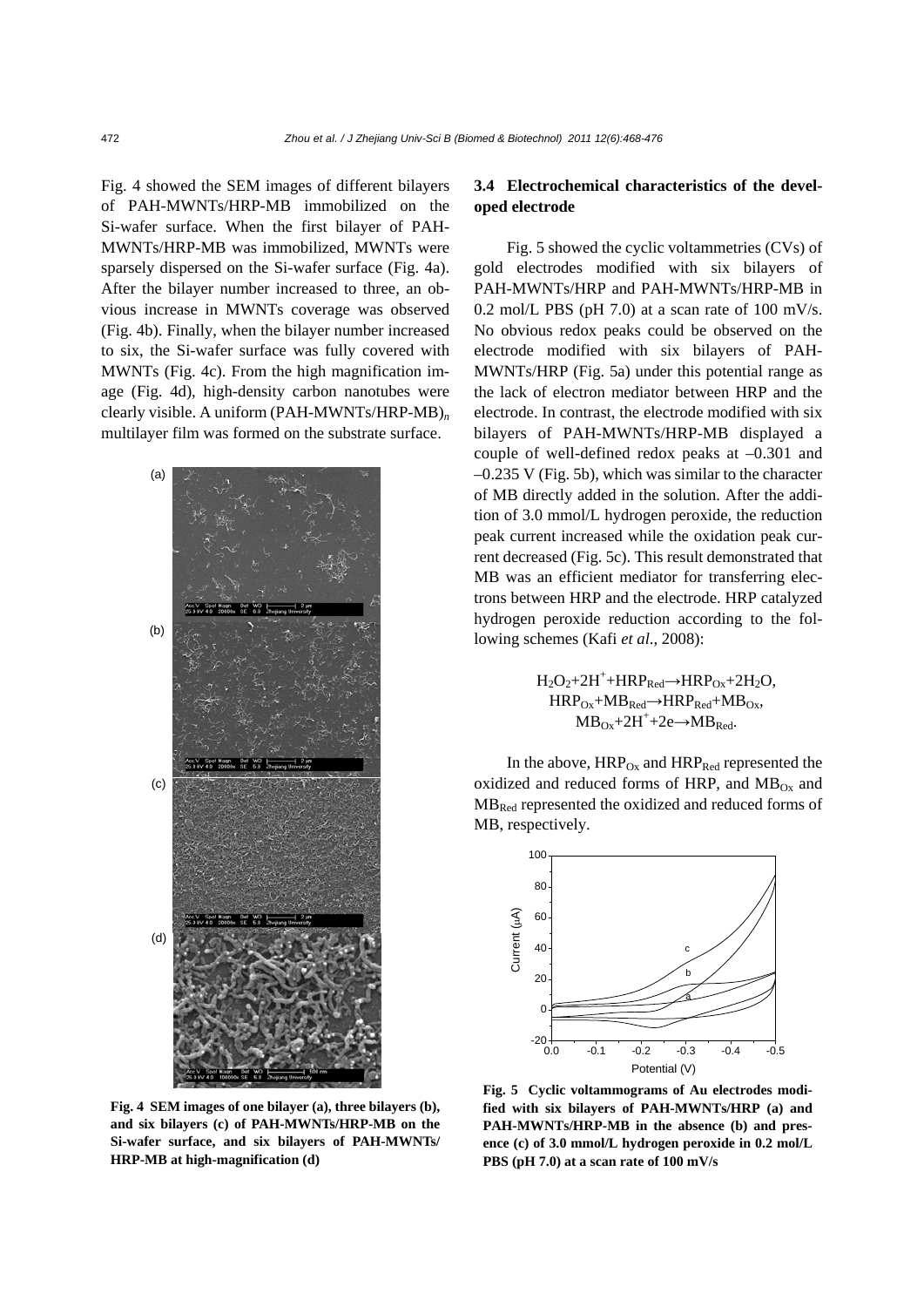Fig. 4 showed the SEM images of different bilayers of PAH-MWNTs/HRP-MB immobilized on the Si-wafer surface. When the first bilayer of PAH-MWNTs/HRP-MB was immobilized, MWNTs were sparsely dispersed on the Si-wafer surface (Fig. 4a). After the bilayer number increased to three, an obvious increase in MWNTs coverage was observed (Fig. 4b). Finally, when the bilayer number increased to six, the Si-wafer surface was fully covered with MWNTs (Fig. 4c). From the high magnification image (Fig. 4d), high-density carbon nanotubes were clearly visible. A uniform $(PAH\text{-}MWNTs/HRP\text{-}MB)_n$ multilayer film was formed on the substrate surface.

**Fig. 4 SEM images of one bilayer (a), three bilayers (b), and six bilayers (c) of PAH-MWNTs/HRP-MB on the Si-wafer surface, and six bilayers of PAH-MWNTs/HRP-MB at high-magnification (d)**

### 3.4 Electrochemical characteristics of the developed electrode

Fig. 5 showed the cyclic voltammetries (CVs) of gold electrodes modified with six bilayers of PAH-MWNTs/HRP and PAH-MWNTs/HRP-MB in 0.2 mol/L PBS (pH 7.0) at a scan rate of 100 mV/s. No obvious redox peaks could be observed on the electrode modified with six bilayers of PAH-MWNTs/HRP (Fig. 5a) under this potential range as the lack of electron mediator between HRP and the electrode. In contrast, the electrode modified with six bilayers of PAH-MWNTs/HRP-MB displayed a couple of well-defined redox peaks at –0.301 and –0.235 V (Fig. 5b), which was similar to the character of MB directly added in the solution. After the addition of 3.0 mmol/L hydrogen peroxide, the reduction peak current increased while the oxidation peak current decreased (Fig. 5c). This result demonstrated that MB was an efficient mediator for transferring electrons between HRP and the electrode. HRP catalyzed hydrogen peroxide reduction according to the following schemes (Kafi *et al.*, 2008):

$$H_2O_2+2H^++HRP_{Red}\rightarrow HRP_{Ox}+2H_2O,$$
$$HRP_{Ox}+MB_{Red}\rightarrow HRP_{Red}+MB_{Ox},$$
$$MB_{Ox}+2H^++2e\rightarrow MB_{Red}.$$

In the above, $HRP_{Ox}$ and $HRP_{Red}$ represented the oxidized and reduced forms of HRP, and $MB_{Ox}$ and $MB_{Red}$ represented the oxidized and reduced forms of MB, respectively.

**Fig. 5 Cyclic voltammograms of Au electrodes modified with six bilayers of PAH-MWNTs/HRP (a) and PAH-MWNTs/HRP-MB in the absence (b) and presence (c) of 3.0 mmol/L hydrogen peroxide in 0.2 mol/L PBS (pH 7.0) at a scan rate of 100 mV/s**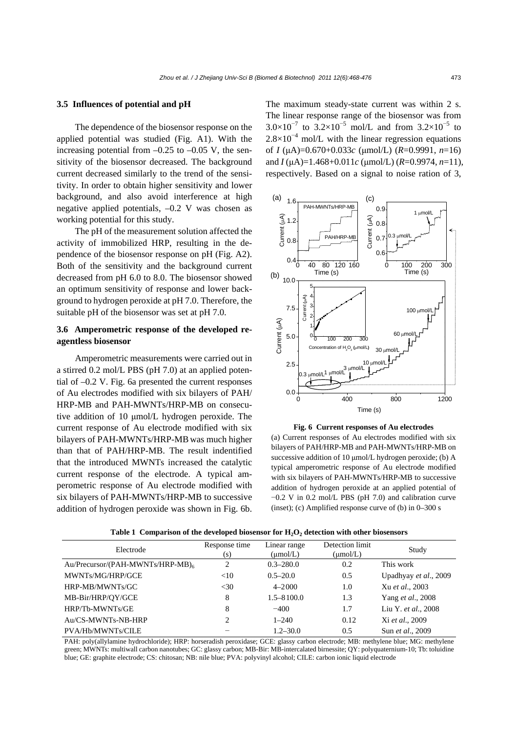### 3.5 Influences of potential and pH

The dependence of the biosensor response on the applied potential was studied (Fig. A1). With the increasing potential from –0.25 to –0.05 V, the sensitivity of the biosensor decreased. The background current decreased similarly to the trend of the sensitivity. In order to obtain higher sensitivity and lower background, and also avoid interference at high negative applied potentials, –0.2 V was chosen as working potential for this study.

The pH of the measurement solution affected the activity of immobilized HRP, resulting in the dependence of the biosensor response on pH (Fig. A2). Both of the sensitivity and the background current decreased from pH 6.0 to 8.0. The biosensor showed an optimum sensitivity of response and lower background to hydrogen peroxide at pH 7.0. Therefore, the suitable pH of the biosensor was set at pH 7.0.

### 3.6 Amperometric response of the developed reagentless biosensor

Amperometric measurements were carried out in a stirred 0.2 mol/L PBS (pH 7.0) at an applied potential of –0.2 V. Fig. 6a presented the current responses of Au electrodes modified with six bilayers of PAH/HRP-MB and PAH-MWNTs/HRP-MB on consecutive addition of 10 μmol/L hydrogen peroxide. The current response of Au electrode modified with six bilayers of PAH-MWNTs/HRP-MB was much higher than that of PAH/HRP-MB. The result indentified that the introduced MWNTs increased the catalytic current response of the electrode. A typical amperometric response of Au electrode modified with six bilayers of PAH-MWNTs/HRP-MB to successive addition of hydrogen peroxide was shown in Fig. 6b. The maximum steady-state current was within 2 s. The linear response range of the biosensor was from $3.0\times10^{-7}$ to $3.2\times10^{-5}$ mol/L and from $3.2\times10^{-5}$ to $2.8\times10^{-4}$ mol/L with the linear regression equations of $I$ (μA)=0.670+0.033$c$ (μmol/L) ($R$=0.9991, $n$=16) and $I$ (μA)=1.468+0.011$c$ (μmol/L) ($R$=0.9974, $n$=11), respectively. Based on a signal to noise ration of 3,

**Fig. 6 Current responses of Au electrodes**

(a) Current responses of Au electrodes modified with six bilayers of PAH/HRP-MB and PAH-MWNTs/HRP-MB on successive addition of 10 μmol/L hydrogen peroxide; (b) A typical amperometric response of Au electrode modified with six bilayers of PAH-MWNTs/HRP-MB to successive addition of hydrogen peroxide at an applied potential of −0.2 V in 0.2 mol/L PBS (pH 7.0) and calibration curve (inset); (c) Amplified response curve of (b) in 0–300 s

**Table 1 Comparison of the developed biosensor for $H_2O_2$ detection with other biosensors**

| Electrode | Response time (s) | Linear range (μmol/L) | Detection limit (μmol/L) | Study |
|---|---|---|---|---|
| Au/Precursor/(PAH-MWNTs/HRP-MB)$_6$ | 2 | 0.3–280.0 | 0.2 | This work |
| MWNTs/MG/HRP/GCE | <10 | 0.5–20.0 | 0.5 | Upadhyay *et al.*, 2009 |
| HRP-MB/MWNTs/GC | <30 | 4–2000 | 1.0 | Xu *et al.*, 2003 |
| MB-Bir/HRP/QY/GCE | 8 | 1.5–8100.0 | 1.3 | Yang *et al.*, 2008 |
| HRP/Tb-MWNTs/GE | 8 | −400 | 1.7 | Liu Y. *et al.*, 2008 |
| Au/CS-MWNTs-NB-HRP | 2 | 1–240 | 0.12 | Xi *et al.*, 2009 |
| PVA/Hb/MWNTs/CILE | − | 1.2–30.0 | 0.5 | Sun *et al.*, 2009 |

PAH: poly(allylamine hydrochloride); HRP: horseradish peroxidase; GCE: glassy carbon electrode; MB: methylene blue; MG: methylene green; MWNTs: multiwall carbon nanotubes; GC: glassy carbon; MB-Bir: MB-intercalated birnessite; QY: polyquaternium-10; Tb: toluidine blue; GE: graphite electrode; CS: chitosan; NB: nile blue; PVA: polyvinyl alcohol; CILE: carbon ionic liquid electrode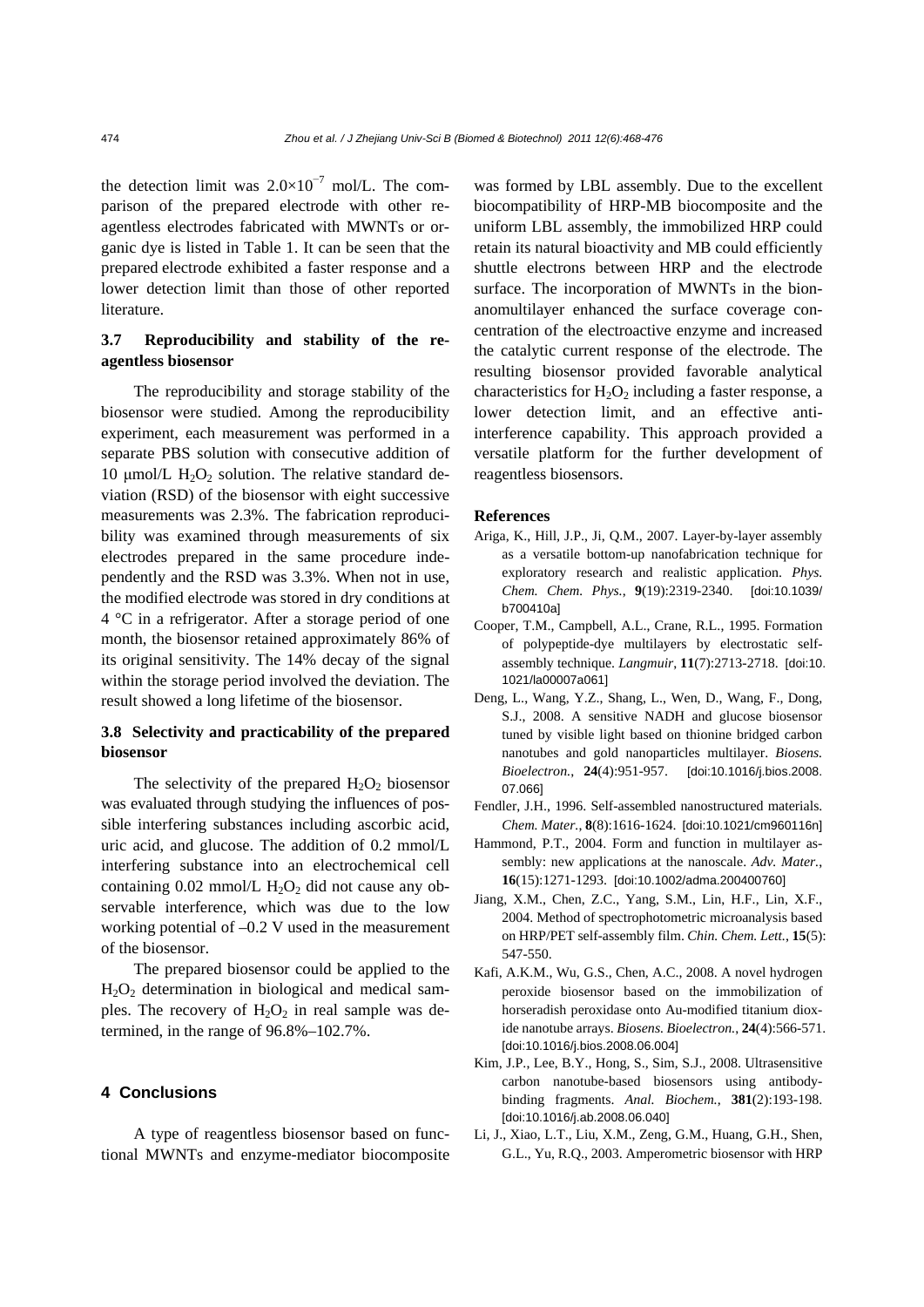the detection limit was $2.0\times10^{-7}$ mol/L. The comparison of the prepared electrode with other reagentless electrodes fabricated with MWNTs or organic dye is listed in Table 1. It can be seen that the prepared electrode exhibited a faster response and a lower detection limit than those of other reported literature.

### 3.7 Reproducibility and stability of the reagentless biosensor

The reproducibility and storage stability of the biosensor were studied. Among the reproducibility experiment, each measurement was performed in a separate PBS solution with consecutive addition of 10 μmol/L $H_2O_2$ solution. The relative standard deviation (RSD) of the biosensor with eight successive measurements was 2.3%. The fabrication reproducibility was examined through measurements of six electrodes prepared in the same procedure independently and the RSD was 3.3%. When not in use, the modified electrode was stored in dry conditions at 4 °C in a refrigerator. After a storage period of one month, the biosensor retained approximately 86% of its original sensitivity. The 14% decay of the signal within the storage period involved the deviation. The result showed a long lifetime of the biosensor.

### 3.8 Selectivity and practicability of the prepared biosensor

The selectivity of the prepared $H_2O_2$ biosensor was evaluated through studying the influences of possible interfering substances including ascorbic acid, uric acid, and glucose. The addition of 0.2 mmol/L interfering substance into an electrochemical cell containing 0.02 mmol/L $H_2O_2$ did not cause any observable interference, which was due to the low working potential of –0.2 V used in the measurement of the biosensor.

The prepared biosensor could be applied to the $H_2O_2$ determination in biological and medical samples. The recovery of $H_2O_2$ in real sample was determined, in the range of 96.8%–102.7%.

## 4 Conclusions

A type of reagentless biosensor based on functional MWNTs and enzyme-mediator biocomposite was formed by LBL assembly. Due to the excellent biocompatibility of HRP-MB biocomposite and the uniform LBL assembly, the immobilized HRP could retain its natural bioactivity and MB could efficiently shuttle electrons between HRP and the electrode surface. The incorporation of MWNTs in the bionanomultilayer enhanced the surface coverage concentration of the electroactive enzyme and increased the catalytic current response of the electrode. The resulting biosensor provided favorable analytical characteristics for $H_2O_2$ including a faster response, a lower detection limit, and an effective anti-interference capability. This approach provided a versatile platform for the further development of reagentless biosensors.

**References**

Ariga, K., Hill, J.P., Ji, Q.M., 2007. Layer-by-layer assembly as a versatile bottom-up nanofabrication technique for exploratory research and realistic application. *Phys. Chem. Chem. Phys.*, **9**(19):2319-2340. [doi:10.1039/b700410a]

Cooper, T.M., Campbell, A.L., Crane, R.L., 1995. Formation of polypeptide-dye multilayers by electrostatic self-assembly technique. *Langmuir*, **11**(7):2713-2718. [doi:10.1021/la00007a061]

Deng, L., Wang, Y.Z., Shang, L., Wen, D., Wang, F., Dong, S.J., 2008. A sensitive NADH and glucose biosensor tuned by visible light based on thionine bridged carbon nanotubes and gold nanoparticles multilayer. *Biosens. Bioelectron.*, **24**(4):951-957. [doi:10.1016/j.bios.2008.07.066]

Fendler, J.H., 1996. Self-assembled nanostructured materials. *Chem. Mater.*, **8**(8):1616-1624. [doi:10.1021/cm960116n]

Hammond, P.T., 2004. Form and function in multilayer assembly: new applications at the nanoscale. *Adv. Mater.*, **16**(15):1271-1293. [doi:10.1002/adma.200400760]

Jiang, X.M., Chen, Z.C., Yang, S.M., Lin, H.F., Lin, X.F., 2004. Method of spectrophotometric microanalysis based on HRP/PET self-assembly film. *Chin. Chem. Lett.*, **15**(5):547-550.

Kafi, A.K.M., Wu, G.S., Chen, A.C., 2008. A novel hydrogen peroxide biosensor based on the immobilization of horseradish peroxidase onto Au-modified titanium dioxide nanotube arrays. *Biosens. Bioelectron.*, **24**(4):566-571. [doi:10.1016/j.bios.2008.06.004]

Kim, J.P., Lee, B.Y., Hong, S., Sim, S.J., 2008. Ultrasensitive carbon nanotube-based biosensors using antibody-binding fragments. *Anal. Biochem.*, **381**(2):193-198. [doi:10.1016/j.ab.2008.06.040]

Li, J., Xiao, L.T., Liu, X.M., Zeng, G.M., Huang, G.H., Shen, G.L., Yu, R.Q., 2003. Amperometric biosensor with HRP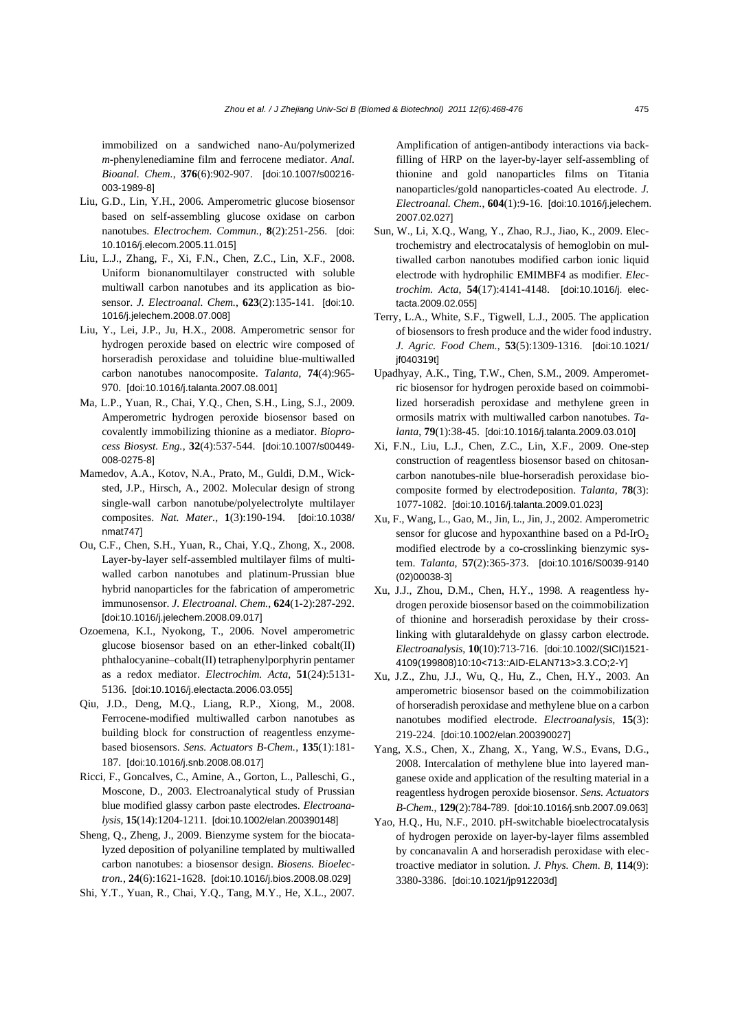immobilized on a sandwiched nano-Au/polymerized *m*-phenylenediamine film and ferrocene mediator. *Anal. Bioanal. Chem.*, **376**(6):902-907. [doi:10.1007/s00216-003-1989-8]

Liu, G.D., Lin, Y.H., 2006. Amperometric glucose biosensor based on self-assembling glucose oxidase on carbon nanotubes. *Electrochem. Commun.*, **8**(2):251-256. [doi:10.1016/j.elecom.2005.11.015]

Liu, L.J., Zhang, F., Xi, F.N., Chen, Z.C., Lin, X.F., 2008. Uniform bionanomultilayer constructed with soluble multiwall carbon nanotubes and its application as biosensor. *J. Electroanal. Chem.*, **623**(2):135-141. [doi:10.1016/j.jelechem.2008.07.008]

Liu, Y., Lei, J.P., Ju, H.X., 2008. Amperometric sensor for hydrogen peroxide based on electric wire composed of horseradish peroxidase and toluidine blue-multiwalled carbon nanotubes nanocomposite. *Talanta*, **74**(4):965-970. [doi:10.1016/j.talanta.2007.08.001]

Ma, L.P., Yuan, R., Chai, Y.Q., Chen, S.H., Ling, S.J., 2009. Amperometric hydrogen peroxide biosensor based on covalently immobilizing thionine as a mediator. *Bioprocess Biosyst. Eng.*, **32**(4):537-544. [doi:10.1007/s00449-008-0275-8]

Mamedov, A.A., Kotov, N.A., Prato, M., Guldi, D.M., Wicksted, J.P., Hirsch, A., 2002. Molecular design of strong single-wall carbon nanotube/polyelectrolyte multilayer composites. *Nat. Mater.*, **1**(3):190-194. [doi:10.1038/nmat747]

Ou, C.F., Chen, S.H., Yuan, R., Chai, Y.Q., Zhong, X., 2008. Layer-by-layer self-assembled multilayer films of multiwalled carbon nanotubes and platinum-Prussian blue hybrid nanoparticles for the fabrication of amperometric immunosensor. *J. Electroanal. Chem.*, **624**(1-2):287-292. [doi:10.1016/j.jelechem.2008.09.017]

Ozoemena, K.I., Nyokong, T., 2006. Novel amperometric glucose biosensor based on an ether-linked cobalt(II) phthalocyanine–cobalt(II) tetraphenylporphyrin pentamer as a redox mediator. *Electrochim. Acta*, **51**(24):5131-5136. [doi:10.1016/j.electacta.2006.03.055]

Qiu, J.D., Deng, M.Q., Liang, R.P., Xiong, M., 2008. Ferrocene-modified multiwalled carbon nanotubes as building block for construction of reagentless enzyme-based biosensors. *Sens. Actuators B-Chem.*, **135**(1):181-187. [doi:10.1016/j.snb.2008.08.017]

Ricci, F., Goncalves, C., Amine, A., Gorton, L., Palleschi, G., Moscone, D., 2003. Electroanalytical study of Prussian blue modified glassy carbon paste electrodes. *Electroanalysis*, **15**(14):1204-1211. [doi:10.1002/elan.200390148]

Sheng, Q., Zheng, J., 2009. Bienzyme system for the biocatalyzed deposition of polyaniline templated by multiwalled carbon nanotubes: a biosensor design. *Biosens. Bioelectron.*, **24**(6):1621-1628. [doi:10.1016/j.bios.2008.08.029]

Shi, Y.T., Yuan, R., Chai, Y.Q., Tang, M.Y., He, X.L., 2007. Amplification of antigen-antibody interactions via back-filling of HRP on the layer-by-layer self-assembling of thionine and gold nanoparticles films on Titania nanoparticles/gold nanoparticles-coated Au electrode. *J. Electroanal. Chem.*, **604**(1):9-16. [doi:10.1016/j.jelechem.2007.02.027]

Sun, W., Li, X.Q., Wang, Y., Zhao, R.J., Jiao, K., 2009. Electrochemistry and electrocatalysis of hemoglobin on multiwalled carbon nanotubes modified carbon ionic liquid electrode with hydrophilic EMIMBF4 as modifier. *Electrochim. Acta*, **54**(17):4141-4148. [doi:10.1016/j.electacta.2009.02.055]

Terry, L.A., White, S.F., Tigwell, L.J., 2005. The application of biosensors to fresh produce and the wider food industry. *J. Agric. Food Chem.*, **53**(5):1309-1316. [doi:10.1021/jf040319t]

Upadhyay, A.K., Ting, T.W., Chen, S.M., 2009. Amperometric biosensor for hydrogen peroxide based on coimmobilized horseradish peroxidase and methylene green in ormosils matrix with multiwalled carbon nanotubes. *Talanta*, **79**(1):38-45. [doi:10.1016/j.talanta.2009.03.010]

Xi, F.N., Liu, L.J., Chen, Z.C., Lin, X.F., 2009. One-step construction of reagentless biosensor based on chitosan-carbon nanotubes-nile blue-horseradish peroxidase biocomposite formed by electrodeposition. *Talanta*, **78**(3):1077-1082. [doi:10.1016/j.talanta.2009.01.023]

Xu, F., Wang, L., Gao, M., Jin, L., Jin, J., 2002. Amperometric sensor for glucose and hypoxanthine based on a Pd-$IrO_2$ modified electrode by a co-crosslinking bienzymic system. *Talanta*, **57**(2):365-373. [doi:10.1016/S0039-9140(02)00038-3]

Xu, J.J., Zhou, D.M., Chen, H.Y., 1998. A reagentless hydrogen peroxide biosensor based on the coimmobilization of thionine and horseradish peroxidase by their cross-linking with glutaraldehyde on glassy carbon electrode. *Electroanalysis*, **10**(10):713-716. [doi:10.1002/(SICI)1521-4109(199808)10:10<713::AID-ELAN713>3.3.CO;2-Y]

Xu, J.Z., Zhu, J.J., Wu, Q., Hu, Z., Chen, H.Y., 2003. An amperometric biosensor based on the coimmobilization of horseradish peroxidase and methylene blue on a carbon nanotubes modified electrode. *Electroanalysis*, **15**(3):219-224. [doi:10.1002/elan.200390027]

Yang, X.S., Chen, X., Zhang, X., Yang, W.S., Evans, D.G., 2008. Intercalation of methylene blue into layered manganese oxide and application of the resulting material in a reagentless hydrogen peroxide biosensor. *Sens. Actuators B-Chem.*, **129**(2):784-789. [doi:10.1016/j.snb.2007.09.063]

Yao, H.Q., Hu, N.F., 2010. pH-switchable bioelectrocatalysis of hydrogen peroxide on layer-by-layer films assembled by concanavalin A and horseradish peroxidase with electroactive mediator in solution. *J. Phys. Chem. B*, **114**(9):3380-3386. [doi:10.1021/jp912203d]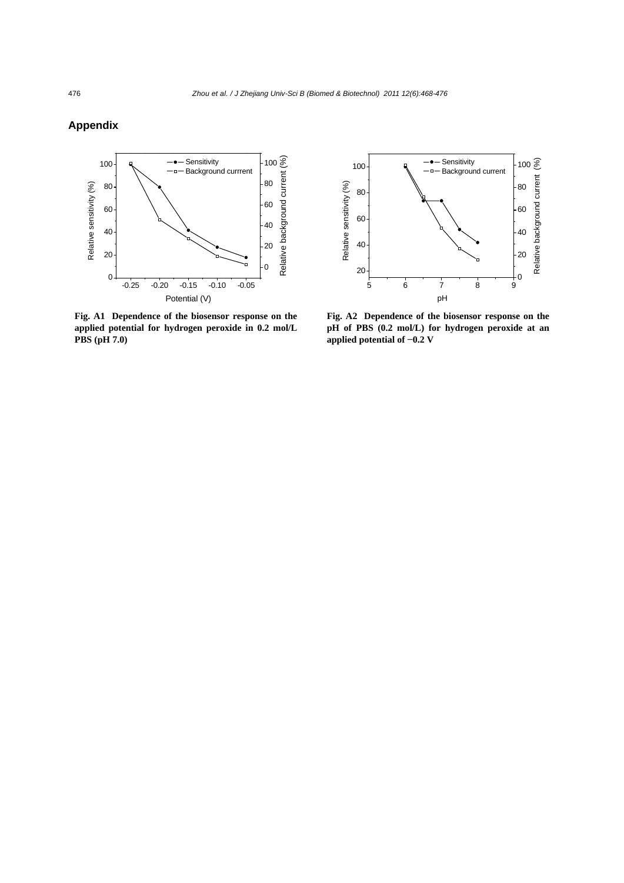## Appendix

Sensitivity
Background currrent
Relative sensitivity (%)
Relative background current (%)
Potential (V)
0
20
40
60
80
100
-0.25
-0.20
-0.15
-0.10
-0.05

**Fig. A1 Dependence of the biosensor response on the applied potential for hydrogen peroxide in 0.2 mol/L PBS (pH 7.0)**

Sensitivity
Background current
Relative sensitivity (%)
Relative background current (%)
pH
20
40
60
80
100
0
5
6
7
8
9

**Fig. A2 Dependence of the biosensor response on the pH of PBS (0.2 mol/L) for hydrogen peroxide at an applied potential of −0.2 V**